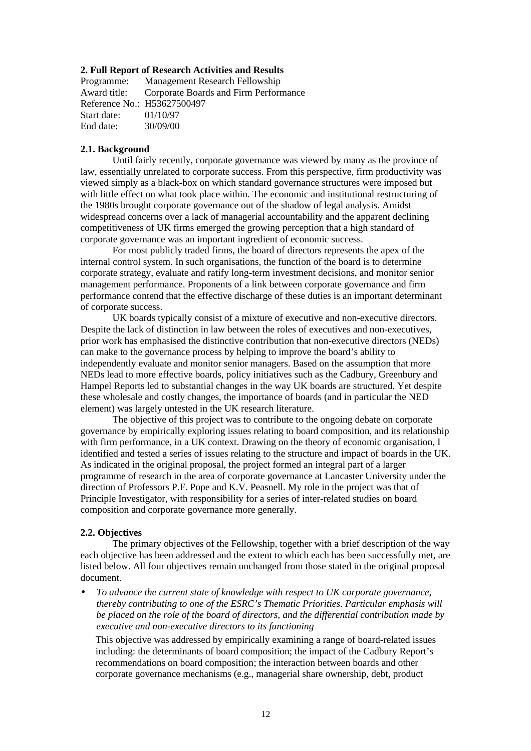## 2. Full Report of Research Activities and Results

Programme: Management Research Fellowship
Award title: Corporate Boards and Firm Performance
Reference No.: H53627500497
Start date: 01/10/97
End date: 30/09/00

### 2.1. Background

Until fairly recently, corporate governance was viewed by many as the province of law, essentially unrelated to corporate success. From this perspective, firm productivity was viewed simply as a black-box on which standard governance structures were imposed but with little effect on what took place within. The economic and institutional restructuring of the 1980s brought corporate governance out of the shadow of legal analysis. Amidst widespread concerns over a lack of managerial accountability and the apparent declining competitiveness of UK firms emerged the growing perception that a high standard of corporate governance was an important ingredient of economic success.

For most publicly traded firms, the board of directors represents the apex of the internal control system. In such organisations, the function of the board is to determine corporate strategy, evaluate and ratify long-term investment decisions, and monitor senior management performance. Proponents of a link between corporate governance and firm performance contend that the effective discharge of these duties is an important determinant of corporate success.

UK boards typically consist of a mixture of executive and non-executive directors. Despite the lack of distinction in law between the roles of executives and non-executives, prior work has emphasised the distinctive contribution that non-executive directors (NEDs) can make to the governance process by helping to improve the board's ability to independently evaluate and monitor senior managers. Based on the assumption that more NEDs lead to more effective boards, policy initiatives such as the Cadbury, Greenbury and Hampel Reports led to substantial changes in the way UK boards are structured. Yet despite these wholesale and costly changes, the importance of boards (and in particular the NED element) was largely untested in the UK research literature.

The objective of this project was to contribute to the ongoing debate on corporate governance by empirically exploring issues relating to board composition, and its relationship with firm performance, in a UK context. Drawing on the theory of economic organisation, I identified and tested a series of issues relating to the structure and impact of boards in the UK. As indicated in the original proposal, the project formed an integral part of a larger programme of research in the area of corporate governance at Lancaster University under the direction of Professors P.F. Pope and K.V. Peasnell. My role in the project was that of Principle Investigator, with responsibility for a series of inter-related studies on board composition and corporate governance more generally.

### 2.2. Objectives

The primary objectives of the Fellowship, together with a brief description of the way each objective has been addressed and the extent to which each has been successfully met, are listed below. All four objectives remain unchanged from those stated in the original proposal document.

- *To advance the current state of knowledge with respect to UK corporate governance, thereby contributing to one of the ESRC's Thematic Priorities. Particular emphasis will be placed on the role of the board of directors, and the differential contribution made by executive and non-executive directors to its functioning*

  This objective was addressed by empirically examining a range of board-related issues including: the determinants of board composition; the impact of the Cadbury Report's recommendations on board composition; the interaction between boards and other corporate governance mechanisms (e.g., managerial share ownership, debt, product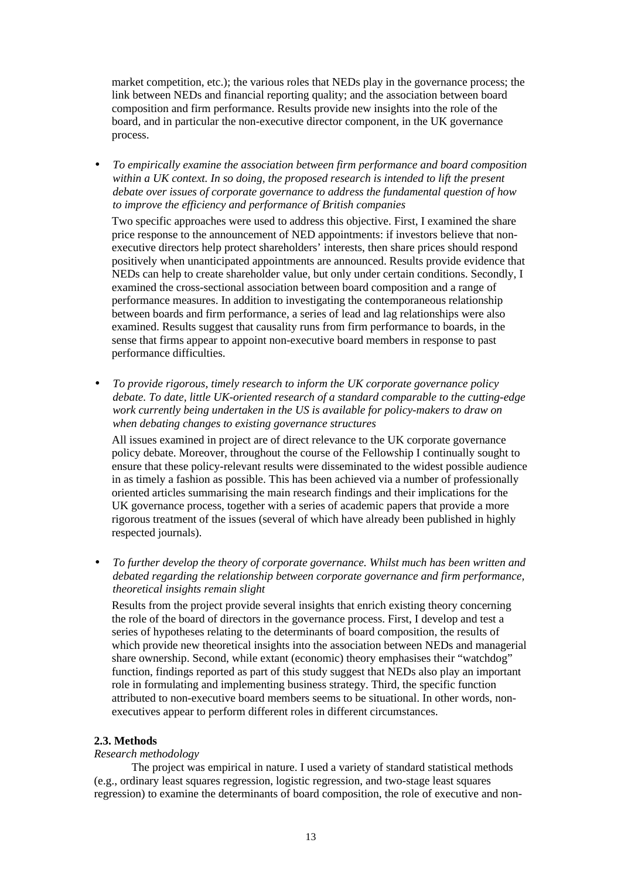market competition, etc.); the various roles that NEDs play in the governance process; the link between NEDs and financial reporting quality; and the association between board composition and firm performance. Results provide new insights into the role of the board, and in particular the non-executive director component, in the UK governance process.

- *To empirically examine the association between firm performance and board composition within a UK context. In so doing, the proposed research is intended to lift the present debate over issues of corporate governance to address the fundamental question of how to improve the efficiency and performance of British companies*

  Two specific approaches were used to address this objective. First, I examined the share price response to the announcement of NED appointments: if investors believe that non-executive directors help protect shareholders' interests, then share prices should respond positively when unanticipated appointments are announced. Results provide evidence that NEDs can help to create shareholder value, but only under certain conditions. Secondly, I examined the cross-sectional association between board composition and a range of performance measures. In addition to investigating the contemporaneous relationship between boards and firm performance, a series of lead and lag relationships were also examined. Results suggest that causality runs from firm performance to boards, in the sense that firms appear to appoint non-executive board members in response to past performance difficulties.

- *To provide rigorous, timely research to inform the UK corporate governance policy debate. To date, little UK-oriented research of a standard comparable to the cutting-edge work currently being undertaken in the US is available for policy-makers to draw on when debating changes to existing governance structures*

  All issues examined in project are of direct relevance to the UK corporate governance policy debate. Moreover, throughout the course of the Fellowship I continually sought to ensure that these policy-relevant results were disseminated to the widest possible audience in as timely a fashion as possible. This has been achieved via a number of professionally oriented articles summarising the main research findings and their implications for the UK governance process, together with a series of academic papers that provide a more rigorous treatment of the issues (several of which have already been published in highly respected journals).

- *To further develop the theory of corporate governance. Whilst much has been written and debated regarding the relationship between corporate governance and firm performance, theoretical insights remain slight*

  Results from the project provide several insights that enrich existing theory concerning the role of the board of directors in the governance process. First, I develop and test a series of hypotheses relating to the determinants of board composition, the results of which provide new theoretical insights into the association between NEDs and managerial share ownership. Second, while extant (economic) theory emphasises their "watchdog" function, findings reported as part of this study suggest that NEDs also play an important role in formulating and implementing business strategy. Third, the specific function attributed to non-executive board members seems to be situational. In other words, non-executives appear to perform different roles in different circumstances.

**2.3. Methods**

*Research methodology*

The project was empirical in nature. I used a variety of standard statistical methods (e.g., ordinary least squares regression, logistic regression, and two-stage least squares regression) to examine the determinants of board composition, the role of executive and non-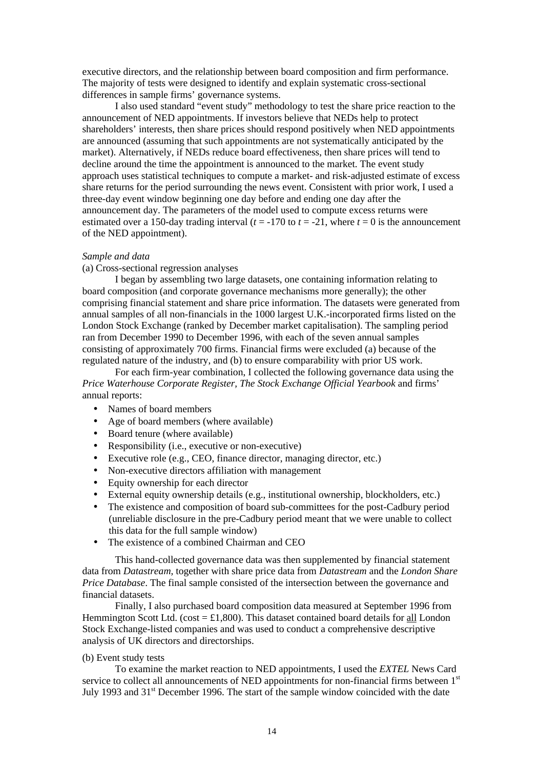executive directors, and the relationship between board composition and firm performance. The majority of tests were designed to identify and explain systematic cross-sectional differences in sample firms' governance systems.

I also used standard "event study" methodology to test the share price reaction to the announcement of NED appointments. If investors believe that NEDs help to protect shareholders' interests, then share prices should respond positively when NED appointments are announced (assuming that such appointments are not systematically anticipated by the market). Alternatively, if NEDs reduce board effectiveness, then share prices will tend to decline around the time the appointment is announced to the market. The event study approach uses statistical techniques to compute a market- and risk-adjusted estimate of excess share returns for the period surrounding the news event. Consistent with prior work, I used a three-day event window beginning one day before and ending one day after the announcement day. The parameters of the model used to compute excess returns were estimated over a 150-day trading interval ($t = -170$ to $t = -21$, where $t = 0$ is the announcement of the NED appointment).

*Sample and data*

(a) Cross-sectional regression analyses

I began by assembling two large datasets, one containing information relating to board composition (and corporate governance mechanisms more generally); the other comprising financial statement and share price information. The datasets were generated from annual samples of all non-financials in the 1000 largest U.K.-incorporated firms listed on the London Stock Exchange (ranked by December market capitalisation). The sampling period ran from December 1990 to December 1996, with each of the seven annual samples consisting of approximately 700 firms. Financial firms were excluded (a) because of the regulated nature of the industry, and (b) to ensure comparability with prior US work.

For each firm-year combination, I collected the following governance data using the *Price Waterhouse Corporate Register*, *The Stock Exchange Official Yearbook* and firms' annual reports:

- Names of board members
- Age of board members (where available)
- Board tenure (where available)
- Responsibility (i.e., executive or non-executive)
- Executive role (e.g., CEO, finance director, managing director, etc.)
- Non-executive directors affiliation with management
- Equity ownership for each director
- External equity ownership details (e.g., institutional ownership, blockholders, etc.)
- The existence and composition of board sub-committees for the post-Cadbury period (unreliable disclosure in the pre-Cadbury period meant that we were unable to collect this data for the full sample window)
- The existence of a combined Chairman and CEO

This hand-collected governance data was then supplemented by financial statement data from *Datastream*, together with share price data from *Datastream* and the *London Share Price Database*. The final sample consisted of the intersection between the governance and financial datasets.

Finally, I also purchased board composition data measured at September 1996 from Hemmington Scott Ltd. (cost = £1,800). This dataset contained board details for all London Stock Exchange-listed companies and was used to conduct a comprehensive descriptive analysis of UK directors and directorships.

(b) Event study tests

To examine the market reaction to NED appointments, I used the *EXTEL* News Card service to collect all announcements of NED appointments for non-financial firms between 1st July 1993 and 31st December 1996. The start of the sample window coincided with the date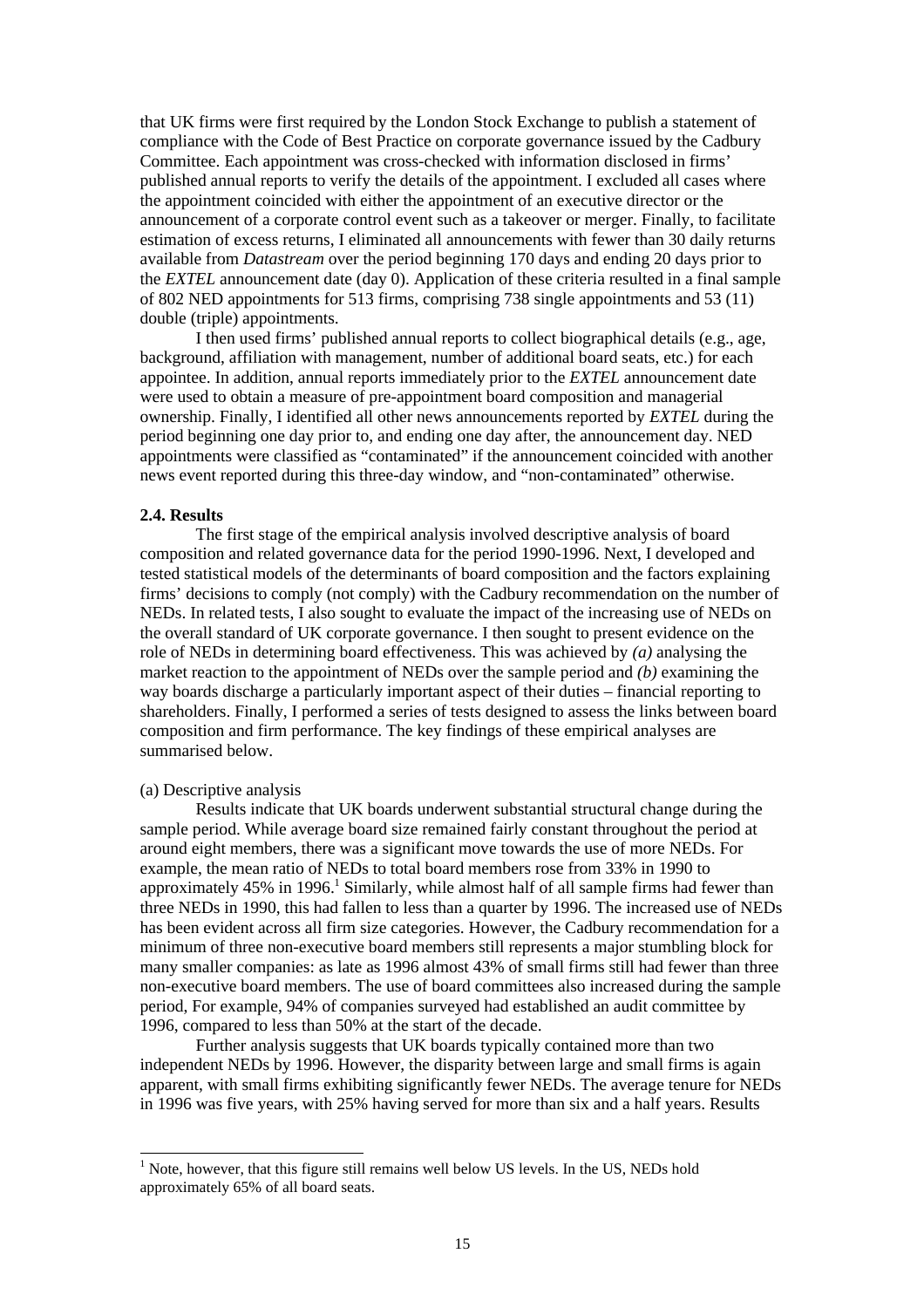that UK firms were first required by the London Stock Exchange to publish a statement of compliance with the Code of Best Practice on corporate governance issued by the Cadbury Committee. Each appointment was cross-checked with information disclosed in firms' published annual reports to verify the details of the appointment. I excluded all cases where the appointment coincided with either the appointment of an executive director or the announcement of a corporate control event such as a takeover or merger. Finally, to facilitate estimation of excess returns, I eliminated all announcements with fewer than 30 daily returns available from *Datastream* over the period beginning 170 days and ending 20 days prior to the *EXTEL* announcement date (day 0). Application of these criteria resulted in a final sample of 802 NED appointments for 513 firms, comprising 738 single appointments and 53 (11) double (triple) appointments.

I then used firms' published annual reports to collect biographical details (e.g., age, background, affiliation with management, number of additional board seats, etc.) for each appointee. In addition, annual reports immediately prior to the *EXTEL* announcement date were used to obtain a measure of pre-appointment board composition and managerial ownership. Finally, I identified all other news announcements reported by *EXTEL* during the period beginning one day prior to, and ending one day after, the announcement day. NED appointments were classified as "contaminated" if the announcement coincided with another news event reported during this three-day window, and "non-contaminated" otherwise.

**2.4. Results**

The first stage of the empirical analysis involved descriptive analysis of board composition and related governance data for the period 1990-1996. Next, I developed and tested statistical models of the determinants of board composition and the factors explaining firms' decisions to comply (not comply) with the Cadbury recommendation on the number of NEDs. In related tests, I also sought to evaluate the impact of the increasing use of NEDs on the overall standard of UK corporate governance. I then sought to present evidence on the role of NEDs in determining board effectiveness. This was achieved by *(a)* analysing the market reaction to the appointment of NEDs over the sample period and *(b)* examining the way boards discharge a particularly important aspect of their duties – financial reporting to shareholders. Finally, I performed a series of tests designed to assess the links between board composition and firm performance. The key findings of these empirical analyses are summarised below.

(a) Descriptive analysis

Results indicate that UK boards underwent substantial structural change during the sample period. While average board size remained fairly constant throughout the period at around eight members, there was a significant move towards the use of more NEDs. For example, the mean ratio of NEDs to total board members rose from 33% in 1990 to approximately 45% in 1996.[1] Similarly, while almost half of all sample firms had fewer than three NEDs in 1990, this had fallen to less than a quarter by 1996. The increased use of NEDs has been evident across all firm size categories. However, the Cadbury recommendation for a minimum of three non-executive board members still represents a major stumbling block for many smaller companies: as late as 1996 almost 43% of small firms still had fewer than three non-executive board members. The use of board committees also increased during the sample period, For example, 94% of companies surveyed had established an audit committee by 1996, compared to less than 50% at the start of the decade.

Further analysis suggests that UK boards typically contained more than two independent NEDs by 1996. However, the disparity between large and small firms is again apparent, with small firms exhibiting significantly fewer NEDs. The average tenure for NEDs in 1996 was five years, with 25% having served for more than six and a half years. Results

[1] Note, however, that this figure still remains well below US levels. In the US, NEDs hold approximately 65% of all board seats.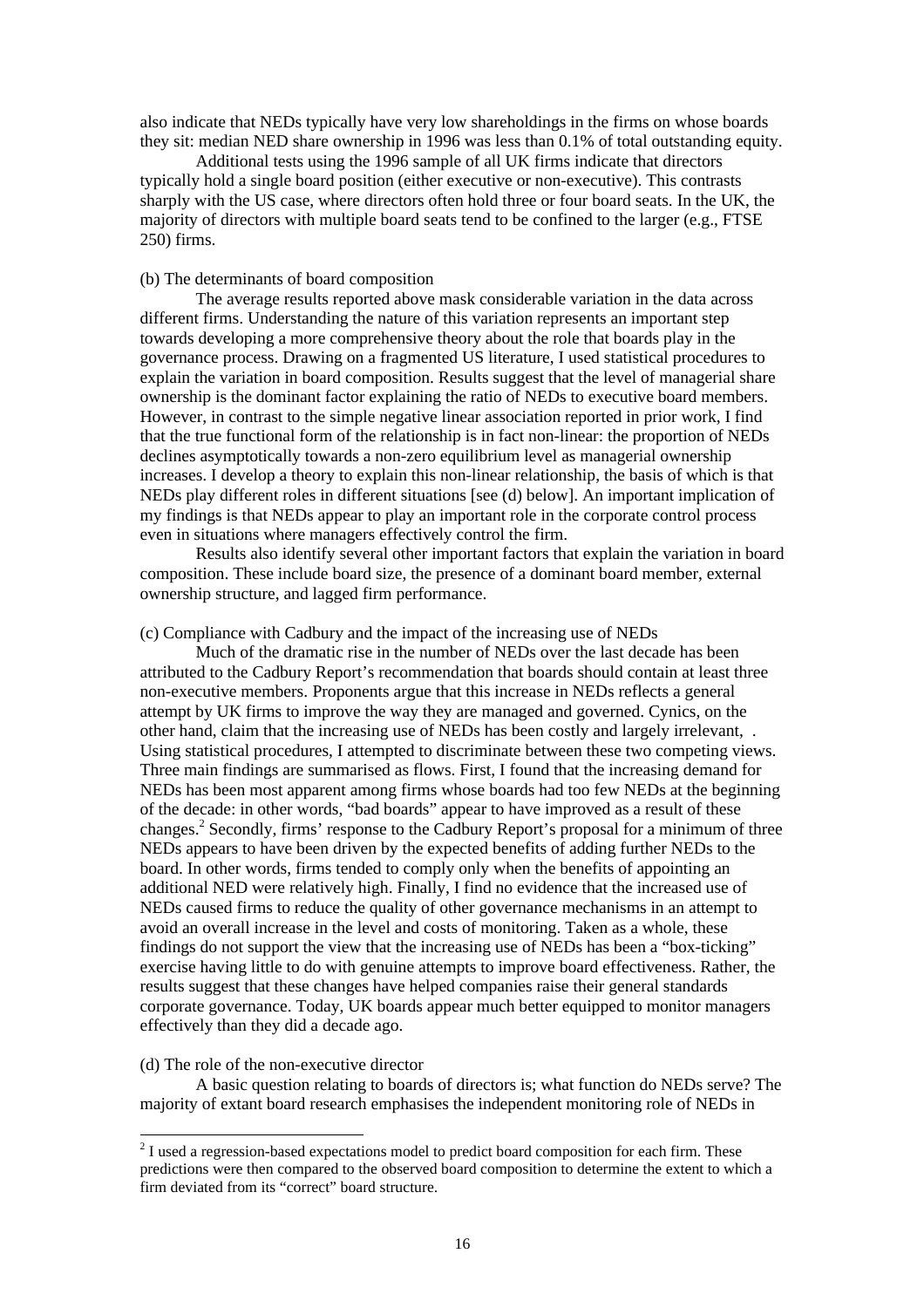also indicate that NEDs typically have very low shareholdings in the firms on whose boards they sit: median NED share ownership in 1996 was less than 0.1% of total outstanding equity.

Additional tests using the 1996 sample of all UK firms indicate that directors typically hold a single board position (either executive or non-executive). This contrasts sharply with the US case, where directors often hold three or four board seats. In the UK, the majority of directors with multiple board seats tend to be confined to the larger (e.g., FTSE 250) firms.

(b) The determinants of board composition

The average results reported above mask considerable variation in the data across different firms. Understanding the nature of this variation represents an important step towards developing a more comprehensive theory about the role that boards play in the governance process. Drawing on a fragmented US literature, I used statistical procedures to explain the variation in board composition. Results suggest that the level of managerial share ownership is the dominant factor explaining the ratio of NEDs to executive board members. However, in contrast to the simple negative linear association reported in prior work, I find that the true functional form of the relationship is in fact non-linear: the proportion of NEDs declines asymptotically towards a non-zero equilibrium level as managerial ownership increases. I develop a theory to explain this non-linear relationship, the basis of which is that NEDs play different roles in different situations [see (d) below]. An important implication of my findings is that NEDs appear to play an important role in the corporate control process even in situations where managers effectively control the firm.

Results also identify several other important factors that explain the variation in board composition. These include board size, the presence of a dominant board member, external ownership structure, and lagged firm performance.

(c) Compliance with Cadbury and the impact of the increasing use of NEDs

Much of the dramatic rise in the number of NEDs over the last decade has been attributed to the Cadbury Report's recommendation that boards should contain at least three non-executive members. Proponents argue that this increase in NEDs reflects a general attempt by UK firms to improve the way they are managed and governed. Cynics, on the other hand, claim that the increasing use of NEDs has been costly and largely irrelevant, . Using statistical procedures, I attempted to discriminate between these two competing views. Three main findings are summarised as flows. First, I found that the increasing demand for NEDs has been most apparent among firms whose boards had too few NEDs at the beginning of the decade: in other words, "bad boards" appear to have improved as a result of these changes.[2] Secondly, firms' response to the Cadbury Report's proposal for a minimum of three NEDs appears to have been driven by the expected benefits of adding further NEDs to the board. In other words, firms tended to comply only when the benefits of appointing an additional NED were relatively high. Finally, I find no evidence that the increased use of NEDs caused firms to reduce the quality of other governance mechanisms in an attempt to avoid an overall increase in the level and costs of monitoring. Taken as a whole, these findings do not support the view that the increasing use of NEDs has been a "box-ticking" exercise having little to do with genuine attempts to improve board effectiveness. Rather, the results suggest that these changes have helped companies raise their general standards corporate governance. Today, UK boards appear much better equipped to monitor managers effectively than they did a decade ago.

(d) The role of the non-executive director

A basic question relating to boards of directors is; what function do NEDs serve? The majority of extant board research emphasises the independent monitoring role of NEDs in

[2] I used a regression-based expectations model to predict board composition for each firm. These predictions were then compared to the observed board composition to determine the extent to which a firm deviated from its "correct" board structure.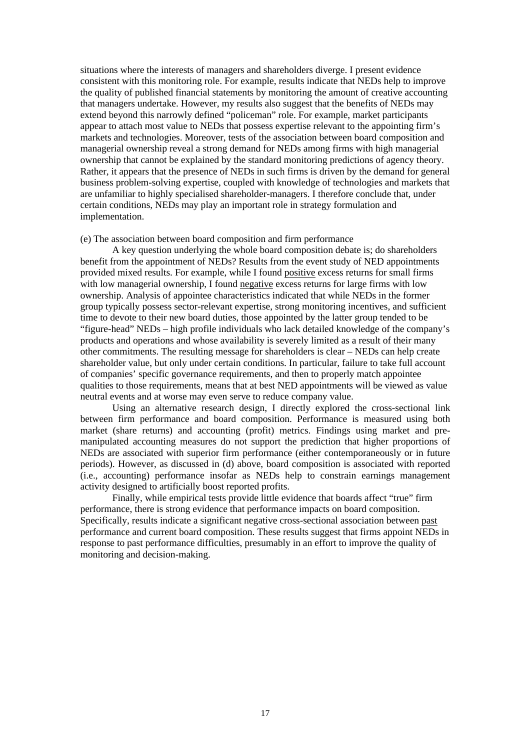situations where the interests of managers and shareholders diverge. I present evidence consistent with this monitoring role. For example, results indicate that NEDs help to improve the quality of published financial statements by monitoring the amount of creative accounting that managers undertake. However, my results also suggest that the benefits of NEDs may extend beyond this narrowly defined "policeman" role. For example, market participants appear to attach most value to NEDs that possess expertise relevant to the appointing firm's markets and technologies. Moreover, tests of the association between board composition and managerial ownership reveal a strong demand for NEDs among firms with high managerial ownership that cannot be explained by the standard monitoring predictions of agency theory. Rather, it appears that the presence of NEDs in such firms is driven by the demand for general business problem-solving expertise, coupled with knowledge of technologies and markets that are unfamiliar to highly specialised shareholder-managers. I therefore conclude that, under certain conditions, NEDs may play an important role in strategy formulation and implementation.

(e) The association between board composition and firm performance

A key question underlying the whole board composition debate is; do shareholders benefit from the appointment of NEDs? Results from the event study of NED appointments provided mixed results. For example, while I found positive excess returns for small firms with low managerial ownership, I found negative excess returns for large firms with low ownership. Analysis of appointee characteristics indicated that while NEDs in the former group typically possess sector-relevant expertise, strong monitoring incentives, and sufficient time to devote to their new board duties, those appointed by the latter group tended to be "figure-head" NEDs – high profile individuals who lack detailed knowledge of the company's products and operations and whose availability is severely limited as a result of their many other commitments. The resulting message for shareholders is clear – NEDs can help create shareholder value, but only under certain conditions. In particular, failure to take full account of companies' specific governance requirements, and then to properly match appointee qualities to those requirements, means that at best NED appointments will be viewed as value neutral events and at worse may even serve to reduce company value.

Using an alternative research design, I directly explored the cross-sectional link between firm performance and board composition. Performance is measured using both market (share returns) and accounting (profit) metrics. Findings using market and pre-manipulated accounting measures do not support the prediction that higher proportions of NEDs are associated with superior firm performance (either contemporaneously or in future periods). However, as discussed in (d) above, board composition is associated with reported (i.e., accounting) performance insofar as NEDs help to constrain earnings management activity designed to artificially boost reported profits.

Finally, while empirical tests provide little evidence that boards affect "true" firm performance, there is strong evidence that performance impacts on board composition. Specifically, results indicate a significant negative cross-sectional association between past performance and current board composition. These results suggest that firms appoint NEDs in response to past performance difficulties, presumably in an effort to improve the quality of monitoring and decision-making.